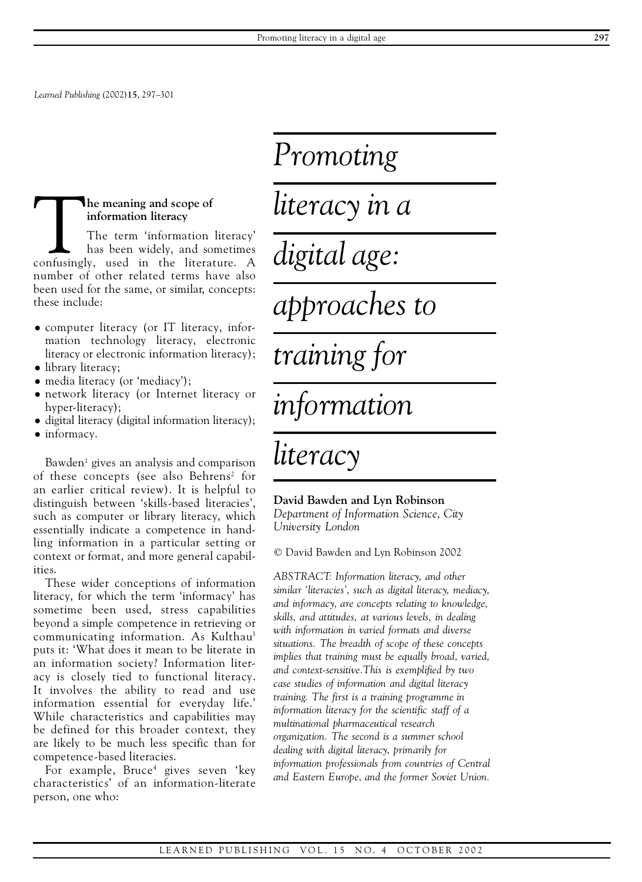# Promoting literacy in a digital age: approaches to training for information literacy

**David Bawden and Lyn Robinson**
*Department of Information Science, City University London*

© David Bawden and Lyn Robinson 2002

*ABSTRACT: Information literacy, and other similar 'literacies', such as digital literacy, mediacy, and informacy, are concepts relating to knowledge, skills, and attitudes, at various levels, in dealing with information in varied formats and diverse situations. The breadth of scope of these concepts implies that training must be equally broad, varied, and context-sensitive. This is exemplified by two case studies of information and digital literacy training. The first is a training programme in information literacy for the scientific staff of a multinational pharmaceutical research organization. The second is a summer school dealing with digital literacy, primarily for information professionals from countries of Central and Eastern Europe, and the former Soviet Union.*

## The meaning and scope of information literacy

The term 'information literacy' has been widely, and sometimes confusingly, used in the literature. A number of other related terms have also been used for the same, or similar, concepts: these include:

- computer literacy (or IT literacy, information technology literacy, electronic literacy or electronic information literacy);
- library literacy;
- media literacy (or 'mediacy');
- network literacy (or Internet literacy or hyper-literacy);
- digital literacy (digital information literacy);
- informacy.

Bawden[1] gives an analysis and comparison of these concepts (see also Behrens[2] for an earlier critical review). It is helpful to distinguish between 'skills-based literacies', such as computer or library literacy, which essentially indicate a competence in handling information in a particular setting or context or format, and more general capabilities.

These wider conceptions of information literacy, for which the term 'informacy' has sometime been used, stress capabilities beyond a simple competence in retrieving or communicating information. As Kulthau[3] puts it: 'What does it mean to be literate in an information society? Information literacy is closely tied to functional literacy. It involves the ability to read and use information essential for everyday life.' While characteristics and capabilities may be defined for this broader context, they are likely to be much less specific than for competence-based literacies.

For example, Bruce[4] gives seven 'key characteristics' of an information-literate person, one who: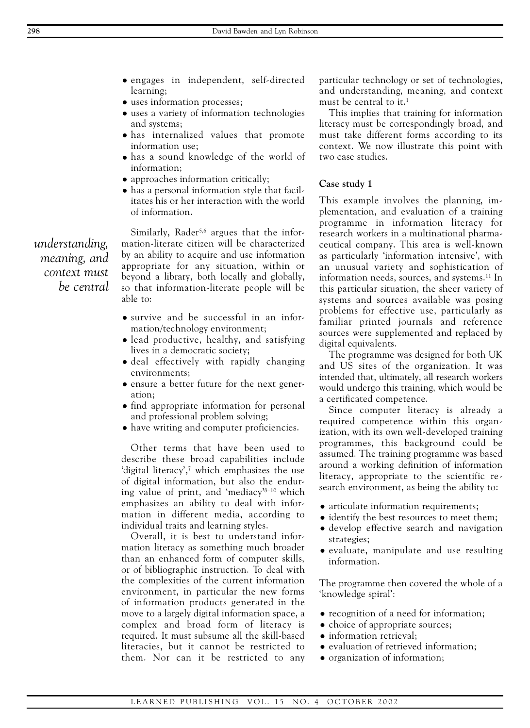- engages in independent, self-directed learning;
- uses information processes;
- uses a variety of information technologies and systems;
- has internalized values that promote information use;
- has a sound knowledge of the world of information;
- approaches information critically;
- has a personal information style that facilitates his or her interaction with the world of information.

*understanding, meaning, and context must be central*

Similarly, Rader[5,6] argues that the information-literate citizen will be characterized by an ability to acquire and use information appropriate for any situation, within or beyond a library, both locally and globally, so that information-literate people will be able to:

- survive and be successful in an information/technology environment;
- lead productive, healthy, and satisfying lives in a democratic society;
- deal effectively with rapidly changing environments;
- ensure a better future for the next generation;
- find appropriate information for personal and professional problem solving;
- have writing and computer proficiencies.

Other terms that have been used to describe these broad capabilities include 'digital literacy',[7] which emphasizes the use of digital information, but also the enduring value of print, and 'mediacy'[8–10] which emphasizes an ability to deal with information in different media, according to individual traits and learning styles.

Overall, it is best to understand information literacy as something much broader than an enhanced form of computer skills, or of bibliographic instruction. To deal with the complexities of the current information environment, in particular the new forms of information products generated in the move to a largely digital information space, a complex and broad form of literacy is required. It must subsume all the skill-based literacies, but it cannot be restricted to them. Nor can it be restricted to any particular technology or set of technologies, and understanding, meaning, and context must be central to it.[1]

This implies that training for information literacy must be correspondingly broad, and must take different forms according to its context. We now illustrate this point with two case studies.

### Case study 1

This example involves the planning, implementation, and evaluation of a training programme in information literacy for research workers in a multinational pharmaceutical company. This area is well-known as particularly 'information intensive', with an unusual variety and sophistication of information needs, sources, and systems.[11] In this particular situation, the sheer variety of systems and sources available was posing problems for effective use, particularly as familiar printed journals and reference sources were supplemented and replaced by digital equivalents.

The programme was designed for both UK and US sites of the organization. It was intended that, ultimately, all research workers would undergo this training, which would be a certificated competence.

Since computer literacy is already a required competence within this organization, with its own well-developed training programmes, this background could be assumed. The training programme was based around a working definition of information literacy, appropriate to the scientific research environment, as being the ability to:

- articulate information requirements;
- identify the best resources to meet them;
- develop effective search and navigation strategies;
- evaluate, manipulate and use resulting information.

The programme then covered the whole of a 'knowledge spiral':

- recognition of a need for information;
- choice of appropriate sources;
- information retrieval;
- evaluation of retrieved information;
- organization of information;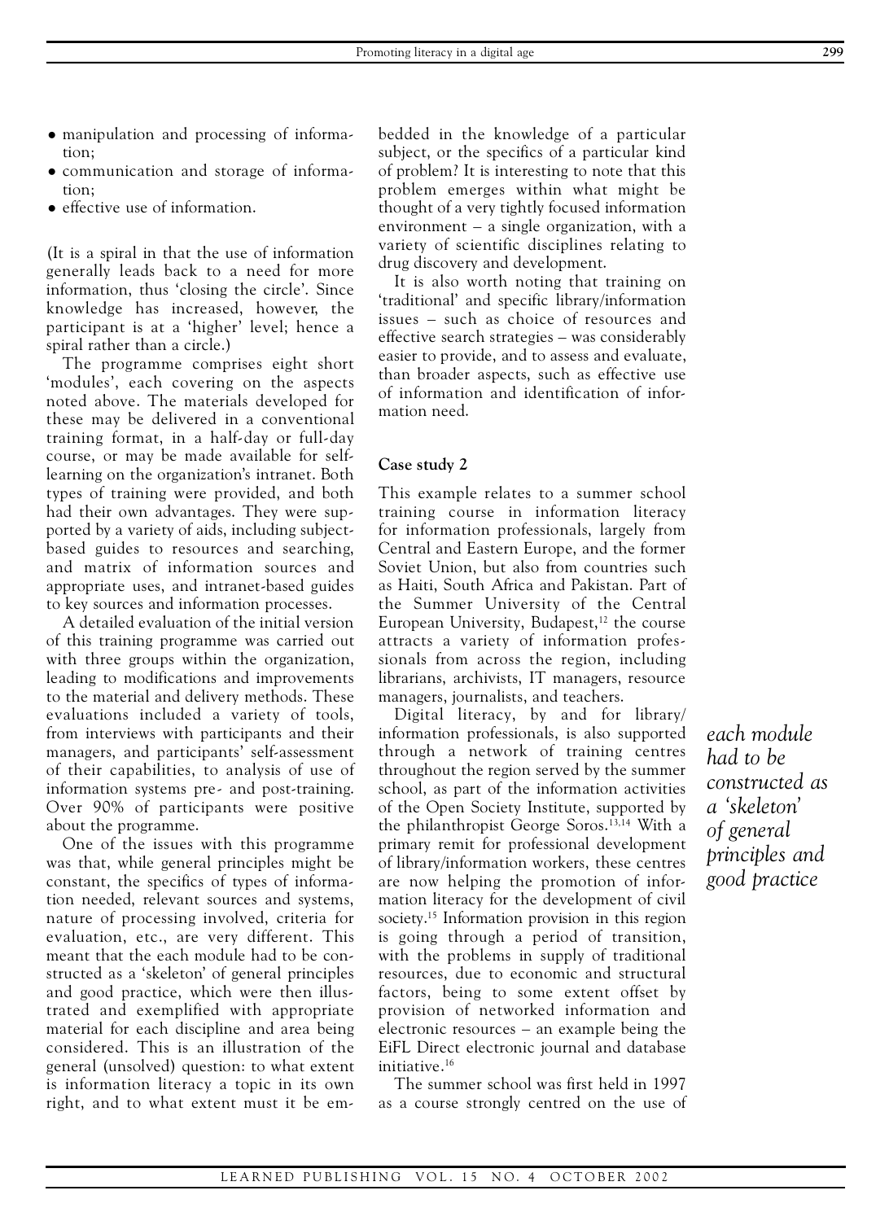- manipulation and processing of information;
- communication and storage of information;
- effective use of information.

(It is a spiral in that the use of information generally leads back to a need for more information, thus 'closing the circle'. Since knowledge has increased, however, the participant is at a 'higher' level; hence a spiral rather than a circle.)

The programme comprises eight short 'modules', each covering on the aspects noted above. The materials developed for these may be delivered in a conventional training format, in a half-day or full-day course, or may be made available for self-learning on the organization's intranet. Both types of training were provided, and both had their own advantages. They were supported by a variety of aids, including subject-based guides to resources and searching, and matrix of information sources and appropriate uses, and intranet-based guides to key sources and information processes.

A detailed evaluation of the initial version of this training programme was carried out with three groups within the organization, leading to modifications and improvements to the material and delivery methods. These evaluations included a variety of tools, from interviews with participants and their managers, and participants' self-assessment of their capabilities, to analysis of use of information systems pre- and post-training. Over 90% of participants were positive about the programme.

One of the issues with this programme was that, while general principles might be constant, the specifics of types of information needed, relevant sources and systems, nature of processing involved, criteria for evaluation, etc., are very different. This meant that the each module had to be constructed as a 'skeleton' of general principles and good practice, which were then illustrated and exemplified with appropriate material for each discipline and area being considered. This is an illustration of the general (unsolved) question: to what extent is information literacy a topic in its own right, and to what extent must it be embedded in the knowledge of a particular subject, or the specifics of a particular kind of problem? It is interesting to note that this problem emerges within what might be thought of a very tightly focused information environment – a single organization, with a variety of scientific disciplines relating to drug discovery and development.

It is also worth noting that training on 'traditional' and specific library/information issues – such as choice of resources and effective search strategies – was considerably easier to provide, and to assess and evaluate, than broader aspects, such as effective use of information and identification of information need.

*each module had to be constructed as a 'skeleton' of general principles and good practice*

**Case study 2**

This example relates to a summer school training course in information literacy for information professionals, largely from Central and Eastern Europe, and the former Soviet Union, but also from countries such as Haiti, South Africa and Pakistan. Part of the Summer University of the Central European University, Budapest,[12] the course attracts a variety of information professionals from across the region, including librarians, archivists, IT managers, resource managers, journalists, and teachers.

Digital literacy, by and for library/information professionals, is also supported through a network of training centres throughout the region served by the summer school, as part of the information activities of the Open Society Institute, supported by the philanthropist George Soros.[13,14] With a primary remit for professional development of library/information workers, these centres are now helping the promotion of information literacy for the development of civil society.[15] Information provision in this region is going through a period of transition, with the problems in supply of traditional resources, due to economic and structural factors, being to some extent offset by provision of networked information and electronic resources – an example being the EiFL Direct electronic journal and database initiative.[16]

The summer school was first held in 1997 as a course strongly centred on the use of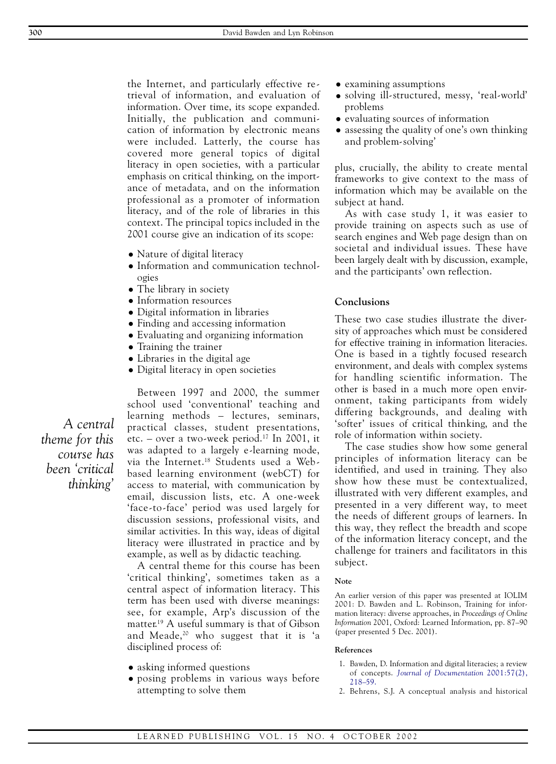the Internet, and particularly effective retrieval of information, and evaluation of information. Over time, its scope expanded. Initially, the publication and communication of information by electronic means were included. Latterly, the course has covered more general topics of digital literacy in open societies, with a particular emphasis on critical thinking, on the importance of metadata, and on the information professional as a promoter of information literacy, and of the role of libraries in this context. The principal topics included in the 2001 course give an indication of its scope:

- Nature of digital literacy
- Information and communication technologies
- The library in society
- Information resources
- Digital information in libraries
- Finding and accessing information
- Evaluating and organizing information
- Training the trainer
- Libraries in the digital age
- Digital literacy in open societies

Between 1997 and 2000, the summer school used 'conventional' teaching and learning methods – lectures, seminars, practical classes, student presentations, etc. – over a two-week period.[17] In 2001, it was adapted to a largely e-learning mode, via the Internet.[18] Students used a Web-based learning environment (webCT) for access to material, with communication by email, discussion lists, etc. A one-week 'face-to-face' period was used largely for discussion sessions, professional visits, and similar activities. In this way, ideas of digital literacy were illustrated in practice and by example, as well as by didactic teaching.

*A central theme for this course has been 'critical thinking'*

A central theme for this course has been 'critical thinking', sometimes taken as a central aspect of information literacy. This term has been used with diverse meanings: see, for example, Arp's discussion of the matter.[19] A useful summary is that of Gibson and Meade,[20] who suggest that it is 'a disciplined process of:

- asking informed questions
- posing problems in various ways before attempting to solve them
- examining assumptions
- solving ill-structured, messy, 'real-world' problems
- evaluating sources of information
- assessing the quality of one's own thinking and problem-solving'

plus, crucially, the ability to create mental frameworks to give context to the mass of information which may be available on the subject at hand.

As with case study 1, it was easier to provide training on aspects such as use of search engines and Web page design than on societal and individual issues. These have been largely dealt with by discussion, example, and the participants' own reflection.

## Conclusions

These two case studies illustrate the diversity of approaches which must be considered for effective training in information literacies. One is based in a tightly focused research environment, and deals with complex systems for handling scientific information. The other is based in a much more open environment, taking participants from widely differing backgrounds, and dealing with 'softer' issues of critical thinking, and the role of information within society.

The case studies show how some general principles of information literacy can be identified, and used in training. They also show how these must be contextualized, illustrated with very different examples, and presented in a very different way, to meet the needs of different groups of learners. In this way, they reflect the breadth and scope of the information literacy concept, and the challenge for trainers and facilitators in this subject.

### Note

An earlier version of this paper was presented at IOLIM 2001: D. Bawden and L. Robinson, Training for information literacy: diverse approaches, in *Proceedings of Online Information* 2001, Oxford: Learned Information, pp. 87–90 (paper presented 5 Dec. 2001).

### References

1. Bawden, D. Information and digital literacies; a review of concepts. *Journal of Documentation* 2001:57(2), 218–59.
2. Behrens, S.J. A conceptual analysis and historical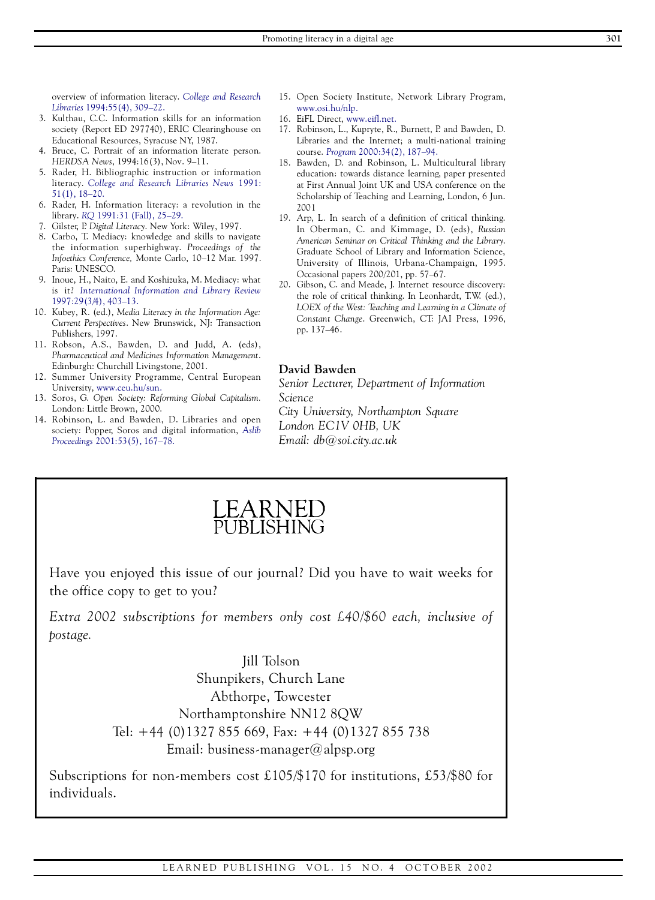overview of information literacy. *College and Research Libraries* 1994:55(4), 309–22.

3. Kulthau, C.C. Information skills for an information society (Report ED 297740), ERIC Clearinghouse on Educational Resources, Syracuse NY, 1987.
4. Bruce, C. Portrait of an information literate person. *HERDSA News*, 1994:16(3), Nov. 9–11.
5. Rader, H. Bibliographic instruction or information literacy. *College and Research Libraries News* 1991: 51(1), 18–20.
6. Rader, H. Information literacy: a revolution in the library. *RQ* 1991:31 (Fall), 25–29.
7. Gilster, P. *Digital Literacy*. New York: Wiley, 1997.
8. Carbo, T. Mediacy: knowledge and skills to navigate the information superhighway. *Proceedings of the Infoethics Conference*, Monte Carlo, 10–12 Mar. 1997. Paris: UNESCO.
9. Inoue, H., Naito, E. and Koshizuka, M. Mediacy: what is it? *International Information and Library Review* 1997:29(3/4), 403–13.
10. Kubey, R. (ed.), *Media Literacy in the Information Age: Current Perspectives*. New Brunswick, NJ: Transaction Publishers, 1997.
11. Robson, A.S., Bawden, D. and Judd, A. (eds), *Pharmaceutical and Medicines Information Management*. Edinburgh: Churchill Livingstone, 2001.
12. Summer University Programme, Central European University, www.ceu.hu/sun.
13. Soros, G. *Open Society: Reforming Global Capitalism*. London: Little Brown, 2000.
14. Robinson, L. and Bawden, D. Libraries and open society: Popper, Soros and digital information, *Aslib Proceedings* 2001:53(5), 167–78.
15. Open Society Institute, Network Library Program, www.osi.hu/nlp.
16. EiFL Direct, www.eifl.net.
17. Robinson, L., Kupryte, R., Burnett, P. and Bawden, D. Libraries and the Internet; a multi-national training course. *Program* 2000:34(2), 187–94.
18. Bawden, D. and Robinson, L. Multicultural library education: towards distance learning, paper presented at First Annual Joint UK and USA conference on the Scholarship of Teaching and Learning, London, 6 Jun. 2001
19. Arp, L. In search of a definition of critical thinking. In Oberman, C. and Kimmage, D. (eds), *Russian American Seminar on Critical Thinking and the Library*. Graduate School of Library and Information Science, University of Illinois, Urbana-Champaign, 1995. Occasional papers 200/201, pp. 57–67.
20. Gibson, C. and Meade, J. Internet resource discovery: the role of critical thinking. In Leonhardt, T.W. (ed.), *LOEX of the West: Teaching and Learning in a Climate of Constant Change*. Greenwich, CT: JAI Press, 1996, pp. 137–46.

**David Bawden**
*Senior Lecturer, Department of Information Science*
*City University, Northampton Square*
*London EC1V 0HB, UK*
*Email: db@soi.city.ac.uk*

---

LEARNED PUBLISHING

Have you enjoyed this issue of our journal? Did you have to wait weeks for the office copy to get to you?

*Extra 2002 subscriptions for members only cost £40/$60 each, inclusive of postage.*

Jill Tolson
Shunpikers, Church Lane
Abthorpe, Towcester
Northamptonshire NN12 8QW
Tel: +44 (0)1327 855 669, Fax: +44 (0)1327 855 738
Email: business-manager@alpsp.org

Subscriptions for non-members cost £105/$170 for institutions, £53/$80 for individuals.